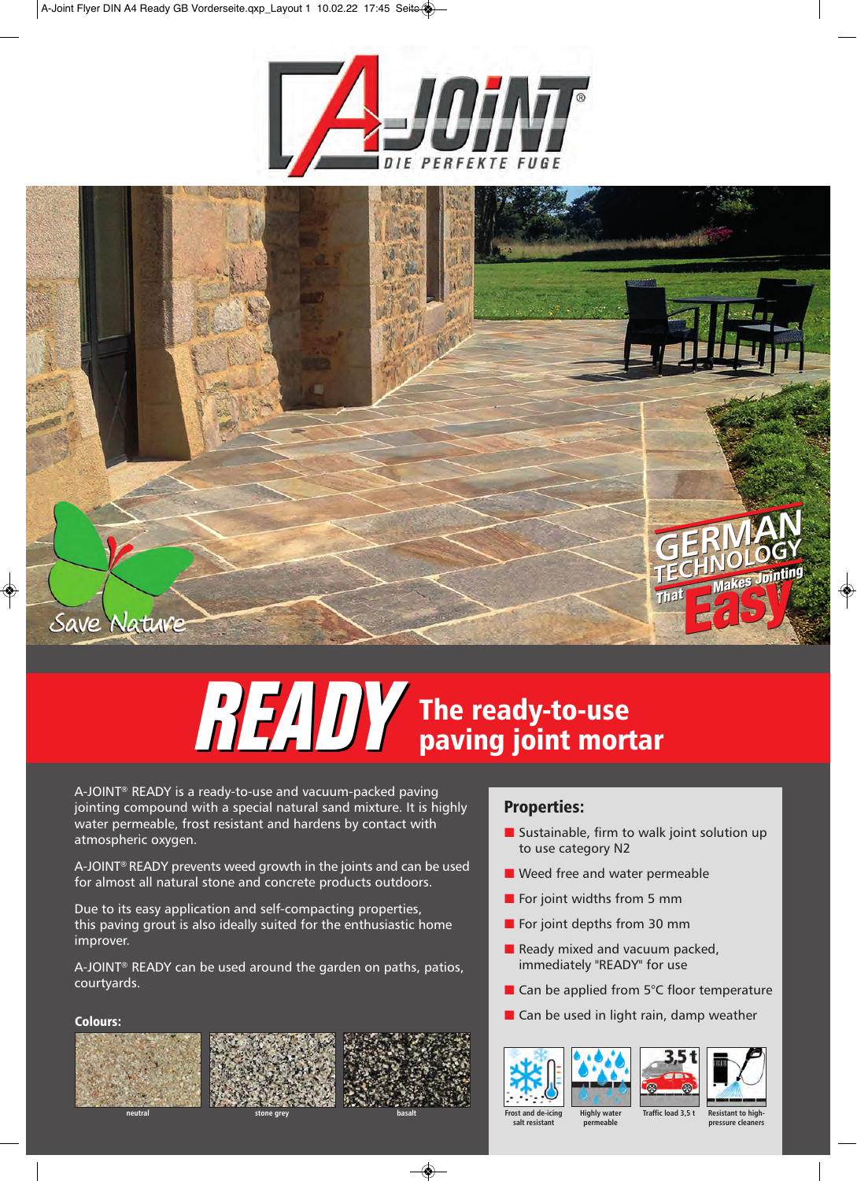# A-JOINT®

DIE PERFEKTE FUGE

Save Nature

GERMAN TECHNOLOGY That Makes Jointing Easy

# READY The ready-to-use paving joint mortar

A-JOINT® READY is a ready-to-use and vacuum-packed paving jointing compound with a special natural sand mixture. It is highly water permeable, frost resistant and hardens by contact with atmospheric oxygen.

A-JOINT® READY prevents weed growth in the joints and can be used for almost all natural stone and concrete products outdoors.

Due to its easy application and self-compacting properties, this paving grout is also ideally suited for the enthusiastic home improver.

A-JOINT® READY can be used around the garden on paths, patios, courtyards.

**Colours:**

neutral | stone grey | basalt

## Properties:

- Sustainable, firm to walk joint solution up to use category N2
- Weed free and water permeable
- For joint widths from 5 mm
- For joint depths from 30 mm
- Ready mixed and vacuum packed, immediately "READY" for use
- Can be applied from 5°C floor temperature
- Can be used in light rain, damp weather

Frost and de-icing salt resistant | Highly water permeable | Traffic load 3,5 t | Resistant to high-pressure cleaners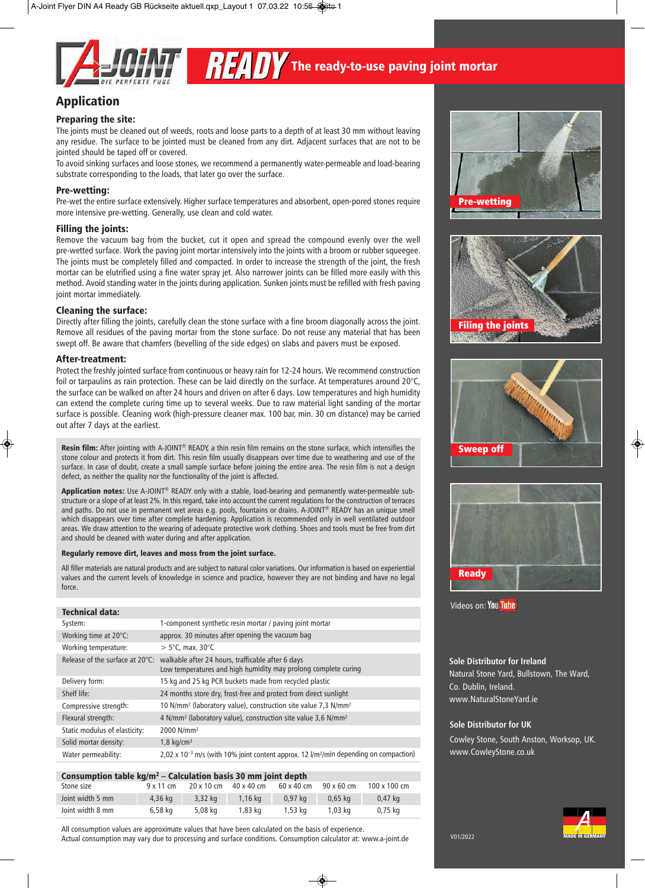A-JOINT DIE PERFEKTE FUGE

# READY The ready-to-use paving joint mortar

## Application

### Preparing the site:

The joints must be cleaned out of weeds, roots and loose parts to a depth of at least 30 mm without leaving any residue. The surface to be jointed must be cleaned from any dirt. Adjacent surfaces that are not to be jointed should be taped off or covered.
To avoid sinking surfaces and loose stones, we recommend a permanently water-permeable and load-bearing substrate corresponding to the loads, that later go over the surface.

### Pre-wetting:

Pre-wet the entire surface extensively. Higher surface temperatures and absorbent, open-pored stones require more intensive pre-wetting. Generally, use clean and cold water.

### Filling the joints:

Remove the vacuum bag from the bucket, cut it open and spread the compound evenly over the well pre-wetted surface. Work the paving joint mortar intensively into the joints with a broom or rubber squeegee. The joints must be completely filled and compacted. In order to increase the strength of the joint, the fresh mortar can be elutrified using a fine water spray jet. Also narrower joints can be filled more easily with this method. Avoid standing water in the joints during application. Sunken joints must be refilled with fresh paving joint mortar immediately.

### Cleaning the surface:

Directly after filling the joints, carefully clean the stone surface with a fine broom diagonally across the joint. Remove all residues of the paving mortar from the stone surface. Do not reuse any material that has been swept off. Be aware that chamfers (bevelling of the side edges) on slabs and pavers must be exposed.

### After-treatment:

Protect the freshly jointed surface from continuous or heavy rain for 12-24 hours. We recommend construction foil or tarpaulins as rain protection. These can be laid directly on the surface. At temperatures around 20°C, the surface can be walked on after 24 hours and driven on after 6 days. Low temperatures and high humidity can extend the complete curing time up to several weeks. Due to raw material light sanding of the mortar surface is possible. Cleaning work (high-pressure cleaner max. 100 bar, min. 30 cm distance) may be carried out after 7 days at the earliest.

**Resin film:** After jointing with A-JOINT® READY, a thin resin film remains on the stone surface, which intensifies the stone colour and protects it from dirt. This resin film usually disappears over time due to weathering and use of the surface. In case of doubt, create a small sample surface before joining the entire area. The resin film is not a design defect, as neither the quality nor the functionality of the joint is affected.

**Application notes:** Use A-JOINT® READY only with a stable, load-bearing and permanently water-permeable substructure or a slope of at least 2%. In this regard, take into account the current regulations for the construction of terraces and paths. Do not use in permanent wet areas e.g. pools, fountains or drains. A-JOINT® READY has an unique smell which disappears over time after complete hardening. Application is recommended only in well ventilated outdoor areas. We draw attention to the wearing of adequate protective work clothing. Shoes and tools must be free from dirt and should be cleaned with water during and after application.

**Regularly remove dirt, leaves and moss from the joint surface.**

All filler materials are natural products and are subject to natural color variations. Our information is based on experiential values and the current levels of knowledge in science and practice, however they are not binding and have no legal force.

| Technical data: | |
|---|---|
| System: | 1-component synthetic resin mortar / paving joint mortar |
| Working time at 20°C: | approx. 30 minutes after opening the vacuum bag |
| Working temperature: | > 5°C, max. 30°C |
| Release of the surface at 20°C: | walkable after 24 hours, trafficable after 6 days<br>Low temperatures and high humidity may prolong complete curing |
| Delivery form: | 15 kg and 25 kg PCR buckets made from recycled plastic |
| Shelf life: | 24 months store dry, frost-free and protect from direct sunlight |
| Compressive strength: | 10 N/mm² (laboratory value), construction site value 7,3 N/mm² |
| Flexural strength: | 4 N/mm² (laboratory value), construction site value 3,6 N/mm² |
| Static modulus of elasticity: | 2000 N/mm² |
| Solid mortar density: | 1,8 kg/cm³ |
| Water permeability: | 2,02 x $10^{-3}$ m/s (with 10% joint content approx. 12 l/m²/min depending on compaction) |

**Consumption table kg/m² – Calculation basis 30 mm joint depth**

| Stone size | 9 x 11 cm | 20 x 10 cm | 40 x 40 cm | 60 x 40 cm | 90 x 60 cm | 100 x 100 cm |
|---|---|---|---|---|---|---|
| Joint width 5 mm | 4,36 kg | 3,32 kg | 1,16 kg | 0,97 kg | 0,65 kg | 0,47 kg |
| Joint width 8 mm | 6,58 kg | 5,08 kg | 1,83 kg | 1,53 kg | 1,03 kg | 0,75 kg |

All consumption values are approximate values that have been calculated on the basis of experience.
Actual consumption may vary due to processing and surface conditions. Consumption calculator at: www.a-joint.de

Pre-wetting

Filing the joints

Sweep off

Ready

Videos on: YouTube

**Sole Distributor for Ireland**
Natural Stone Yard, Bullstown, The Ward, Co. Dublin, Ireland.
www.NaturalStoneYard.ie

**Sole Distributor for UK**
Cowley Stone, South Anston, Worksop, UK.
www.CowleyStone.co.uk

V01/2022

MADE IN GERMANY